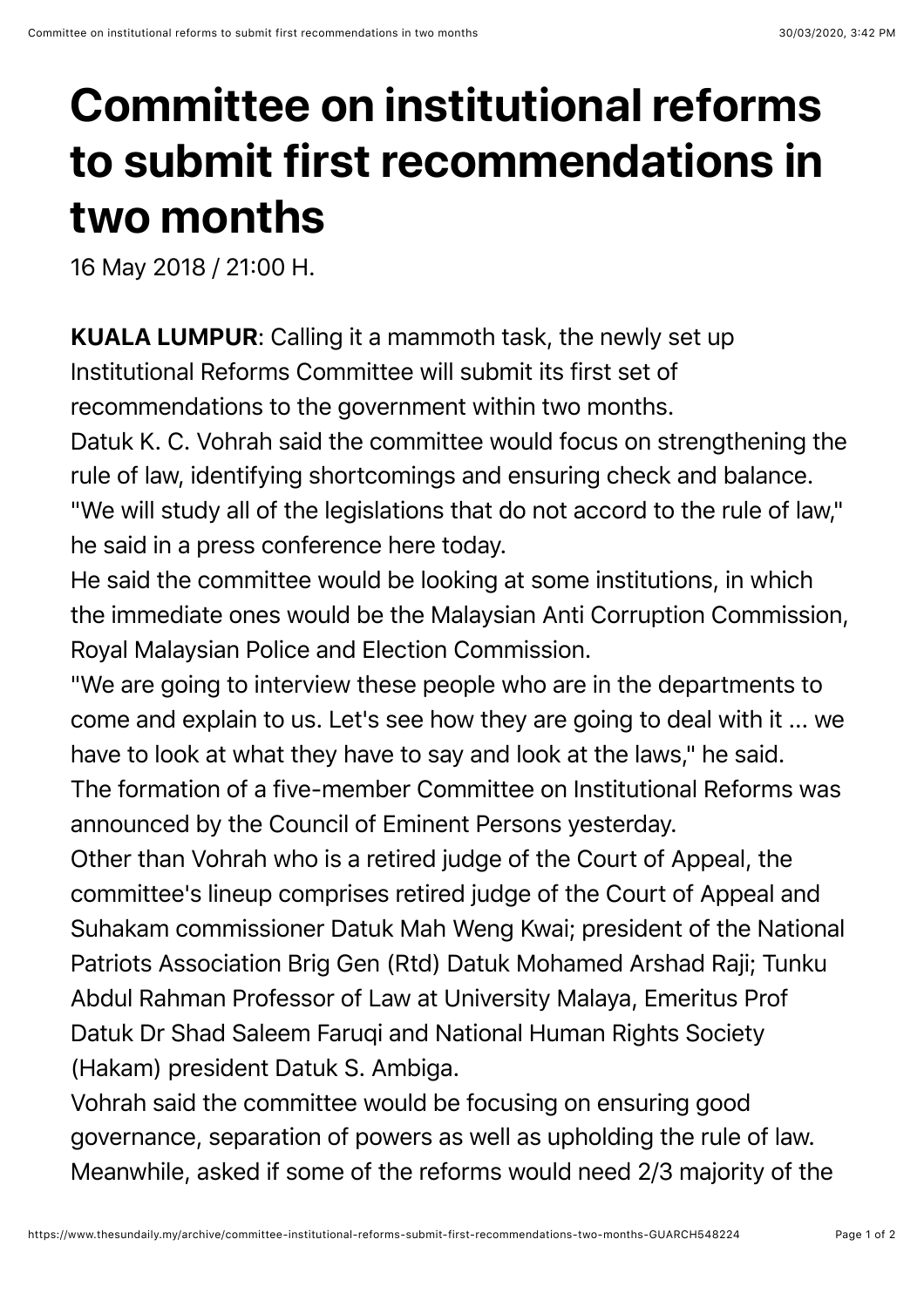# Committee on institutional reforms to submit first recommendations in two months

16 May 2018 / 21:00 H.

**KUALA LUMPUR**: Calling it a mammoth task, the newly set up Institutional Reforms Committee will submit its first set of recommendations to the government within two months.

Datuk K. C. Vohrah said the committee would focus on strengthening the rule of law, identifying shortcomings and ensuring check and balance.

"We will study all of the legislations that do not accord to the rule of law," he said in a press conference here today.

He said the committee would be looking at some institutions, in which the immediate ones would be the Malaysian Anti Corruption Commission, Royal Malaysian Police and Election Commission.

"We are going to interview these people who are in the departments to come and explain to us. Let's see how they are going to deal with it ... we have to look at what they have to say and look at the laws," he said.

The formation of a five-member Committee on Institutional Reforms was announced by the Council of Eminent Persons yesterday.

Other than Vohrah who is a retired judge of the Court of Appeal, the committee's lineup comprises retired judge of the Court of Appeal and Suhakam commissioner Datuk Mah Weng Kwai; president of the National Patriots Association Brig Gen (Rtd) Datuk Mohamed Arshad Raji; Tunku Abdul Rahman Professor of Law at University Malaya, Emeritus Prof Datuk Dr Shad Saleem Faruqi and National Human Rights Society (Hakam) president Datuk S. Ambiga.

Vohrah said the committee would be focusing on ensuring good governance, separation of powers as well as upholding the rule of law.

Meanwhile, asked if some of the reforms would need 2/3 majority of the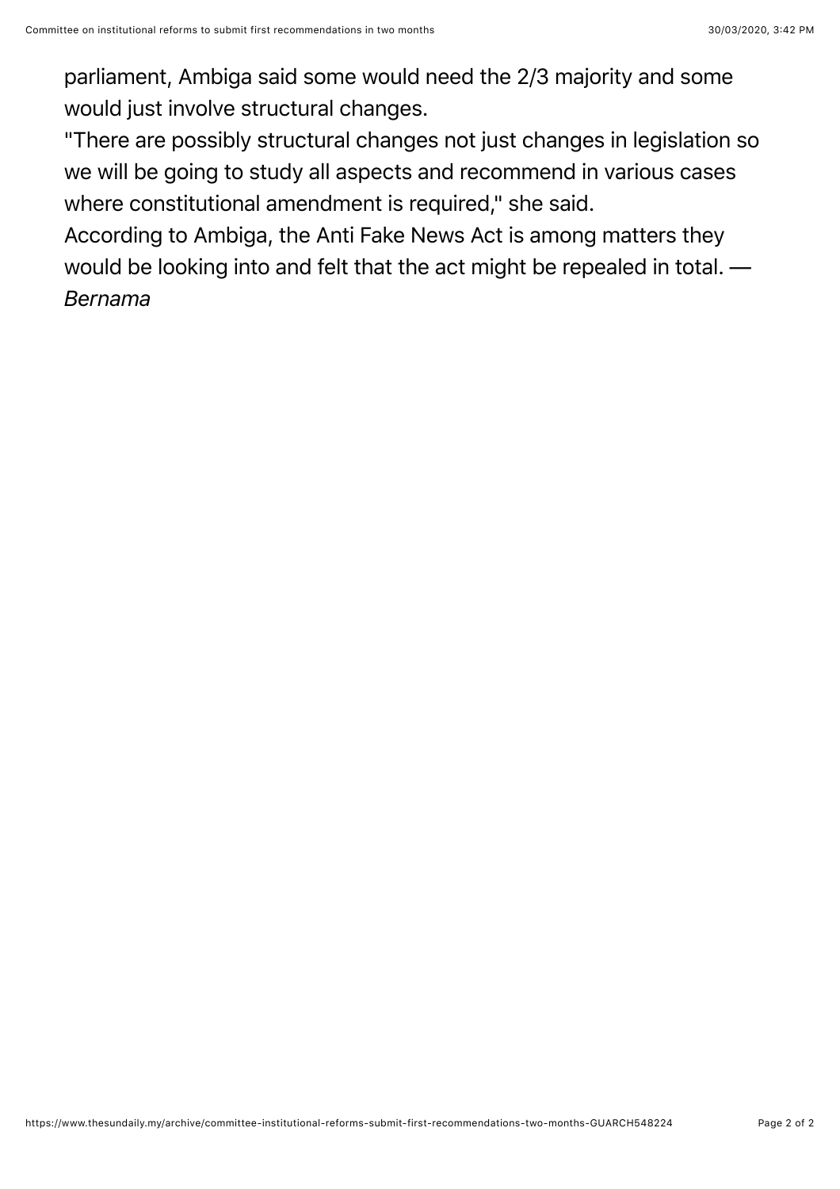parliament, Ambiga said some would need the 2/3 majority and some would just involve structural changes.

"There are possibly structural changes not just changes in legislation so we will be going to study all aspects and recommend in various cases where constitutional amendment is required," she said.

According to Ambiga, the Anti Fake News Act is among matters they would be looking into and felt that the act might be repealed in total. — *Bernama*